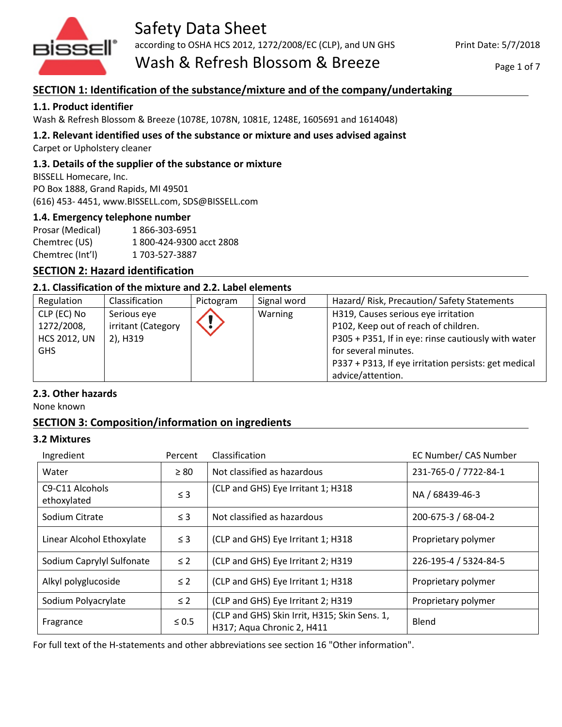# Safety Data Sheet

according to OSHA HCS 2012, 1272/2008/EC (CLP), and UN GHS

Print Date: 5/7/2018

## Wash & Refresh Blossom & Breeze

## SECTION 1: Identification of the substance/mixture and of the company/undertaking

### 1.1. Product identifier

Wash & Refresh Blossom & Breeze (1078E, 1078N, 1081E, 1248E, 1605691 and 1614048)

### 1.2. Relevant identified uses of the substance or mixture and uses advised against

Carpet or Upholstery cleaner

### 1.3. Details of the supplier of the substance or mixture

BISSELL Homecare, Inc.
PO Box 1888, Grand Rapids, MI 49501
(616) 453- 4451, www.BISSELL.com, SDS@BISSELL.com

### 1.4. Emergency telephone number

| | |
|---|---|
| Prosar (Medical) | 1 866-303-6951 |
| Chemtrec (US) | 1 800-424-9300 acct 2808 |
| Chemtrec (Int'l) | 1 703-527-3887 |

## SECTION 2: Hazard identification

### 2.1. Classification of the mixture and 2.2. Label elements

| Regulation | Classification | Pictogram | Signal word | Hazard/ Risk, Precaution/ Safety Statements |
|---|---|---|---|---|
| CLP (EC) No 1272/2008, HCS 2012, UN GHS | Serious eye irritant (Category 2), H319 | | Warning | H319, Causes serious eye irritation<br>P102, Keep out of reach of children.<br>P305 + P351, If in eye: rinse cautiously with water for several minutes.<br>P337 + P313, If eye irritation persists: get medical advice/attention. |

### 2.3. Other hazards

None known

## SECTION 3: Composition/information on ingredients

### 3.2 Mixtures

| Ingredient | Percent | Classification | EC Number/ CAS Number |
|---|---|---|---|
| Water | ≥ 80 | Not classified as hazardous | 231-765-0 / 7722-84-1 |
| C9-C11 Alcohols ethoxylated | ≤ 3 | (CLP and GHS) Eye Irritant 1; H318 | NA / 68439-46-3 |
| Sodium Citrate | ≤ 3 | Not classified as hazardous | 200-675-3 / 68-04-2 |
| Linear Alcohol Ethoxylate | ≤ 3 | (CLP and GHS) Eye Irritant 1; H318 | Proprietary polymer |
| Sodium Caprylyl Sulfonate | ≤ 2 | (CLP and GHS) Eye Irritant 2; H319 | 226-195-4 / 5324-84-5 |
| Alkyl polyglucoside | ≤ 2 | (CLP and GHS) Eye Irritant 1; H318 | Proprietary polymer |
| Sodium Polyacrylate | ≤ 2 | (CLP and GHS) Eye Irritant 2; H319 | Proprietary polymer |
| Fragrance | ≤ 0.5 | (CLP and GHS) Skin Irrit, H315; Skin Sens. 1, H317; Aqua Chronic 2, H411 | Blend |

For full text of the H-statements and other abbreviations see section 16 "Other information".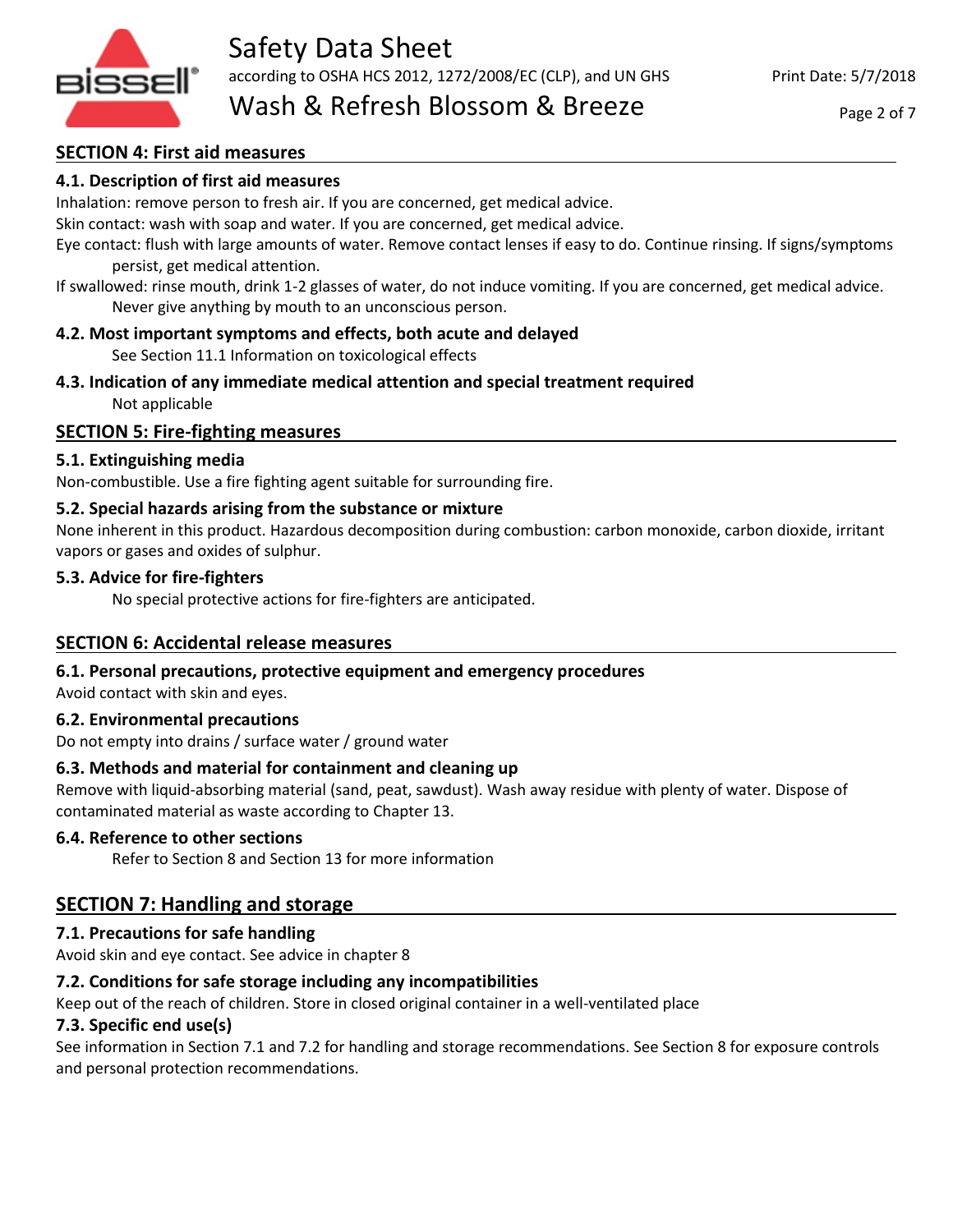## SECTION 4: First aid measures

### 4.1. Description of first aid measures

Inhalation: remove person to fresh air. If you are concerned, get medical advice.

Skin contact: wash with soap and water. If you are concerned, get medical advice.

Eye contact: flush with large amounts of water. Remove contact lenses if easy to do. Continue rinsing. If signs/symptoms persist, get medical attention.

If swallowed: rinse mouth, drink 1-2 glasses of water, do not induce vomiting. If you are concerned, get medical advice. Never give anything by mouth to an unconscious person.

### 4.2. Most important symptoms and effects, both acute and delayed

See Section 11.1 Information on toxicological effects

### 4.3. Indication of any immediate medical attention and special treatment required

Not applicable

## SECTION 5: Fire-fighting measures

### 5.1. Extinguishing media

Non-combustible. Use a fire fighting agent suitable for surrounding fire.

### 5.2. Special hazards arising from the substance or mixture

None inherent in this product. Hazardous decomposition during combustion: carbon monoxide, carbon dioxide, irritant vapors or gases and oxides of sulphur.

### 5.3. Advice for fire-fighters

No special protective actions for fire-fighters are anticipated.

## SECTION 6: Accidental release measures

### 6.1. Personal precautions, protective equipment and emergency procedures

Avoid contact with skin and eyes.

### 6.2. Environmental precautions

Do not empty into drains / surface water / ground water

### 6.3. Methods and material for containment and cleaning up

Remove with liquid-absorbing material (sand, peat, sawdust). Wash away residue with plenty of water. Dispose of contaminated material as waste according to Chapter 13.

### 6.4. Reference to other sections

Refer to Section 8 and Section 13 for more information

## SECTION 7: Handling and storage

### 7.1. Precautions for safe handling

Avoid skin and eye contact. See advice in chapter 8

### 7.2. Conditions for safe storage including any incompatibilities

Keep out of the reach of children. Store in closed original container in a well-ventilated place

### 7.3. Specific end use(s)

See information in Section 7.1 and 7.2 for handling and storage recommendations. See Section 8 for exposure controls and personal protection recommendations.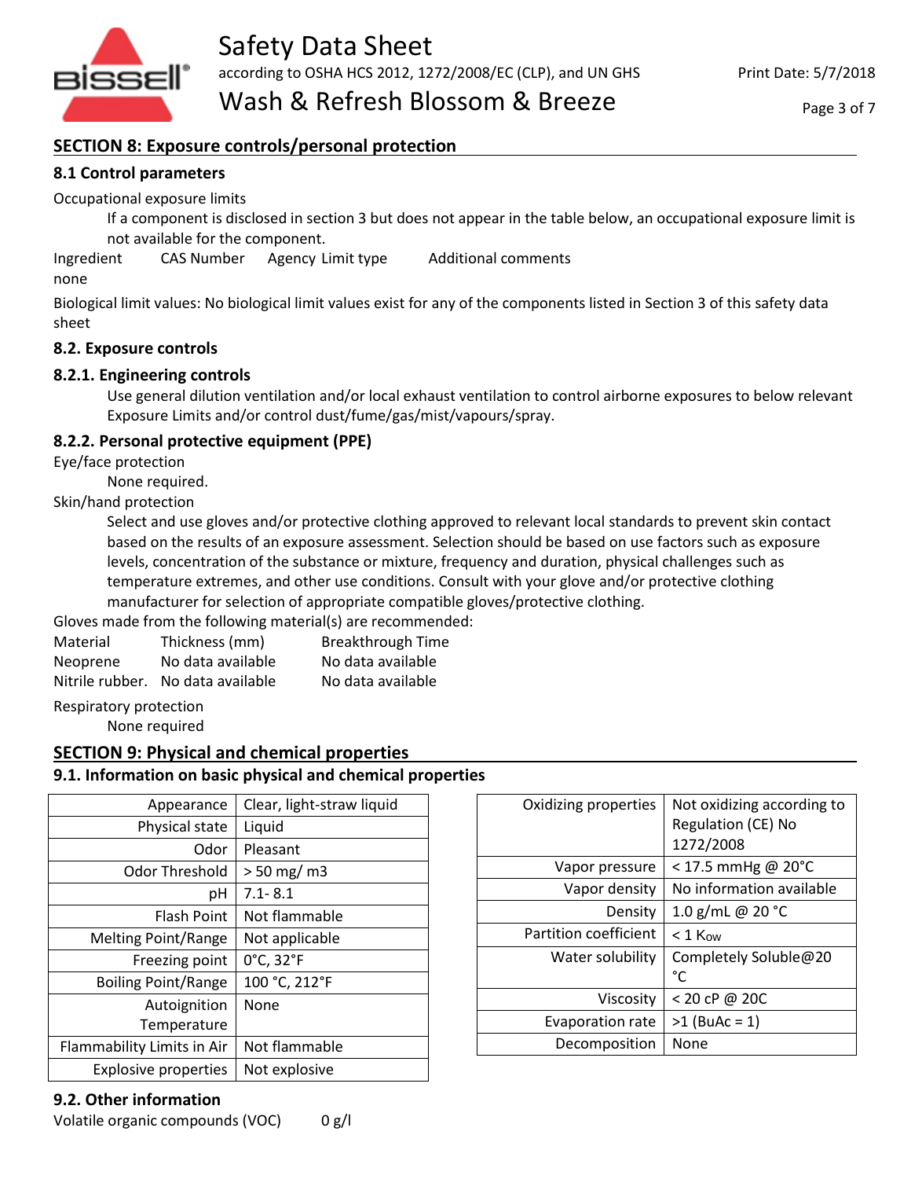## SECTION 8: Exposure controls/personal protection

### 8.1 Control parameters

Occupational exposure limits

If a component is disclosed in section 3 but does not appear in the table below, an occupational exposure limit is not available for the component.

| Ingredient | CAS Number | Agency | Limit type | Additional comments |
|---|---|---|---|---|
| none | | | | |

Biological limit values: No biological limit values exist for any of the components listed in Section 3 of this safety data sheet

### 8.2. Exposure controls

#### 8.2.1. Engineering controls

Use general dilution ventilation and/or local exhaust ventilation to control airborne exposures to below relevant Exposure Limits and/or control dust/fume/gas/mist/vapours/spray.

#### 8.2.2. Personal protective equipment (PPE)

Eye/face protection

None required.

Skin/hand protection

Select and use gloves and/or protective clothing approved to relevant local standards to prevent skin contact based on the results of an exposure assessment. Selection should be based on use factors such as exposure levels, concentration of the substance or mixture, frequency and duration, physical challenges such as temperature extremes, and other use conditions. Consult with your glove and/or protective clothing manufacturer for selection of appropriate compatible gloves/protective clothing.

Gloves made from the following material(s) are recommended:

| Material | Thickness (mm) | Breakthrough Time |
|---|---|---|
| Neoprene | No data available | No data available |
| Nitrile rubber. | No data available | No data available |

Respiratory protection

None required

## SECTION 9: Physical and chemical properties

### 9.1. Information on basic physical and chemical properties

| Property | Value |
|---|---|
| Appearance | Clear, light-straw liquid |
| Physical state | Liquid |
| Odor | Pleasant |
| Odor Threshold | > 50 mg/ m3 |
| pH | 7.1- 8.1 |
| Flash Point | Not flammable |
| Melting Point/Range | Not applicable |
| Freezing point | 0°C, 32°F |
| Boiling Point/Range | 100 °C, 212°F |
| Autoignition Temperature | None |
| Flammability Limits in Air | Not flammable |
| Explosive properties | Not explosive |

| Property | Value |
|---|---|
| Oxidizing properties | Not oxidizing according to Regulation (CE) No 1272/2008 |
| Vapor pressure | < 17.5 mmHg @ 20°C |
| Vapor density | No information available |
| Density | 1.0 g/mL @ 20 °C |
| Partition coefficient | < 1 $K_{ow}$ |
| Water solubility | Completely Soluble@20 °C |
| Viscosity | < 20 cP @ 20C |
| Evaporation rate | >1 (BuAc = 1) |
| Decomposition | None |

### 9.2. Other information

Volatile organic compounds (VOC) 0 g/l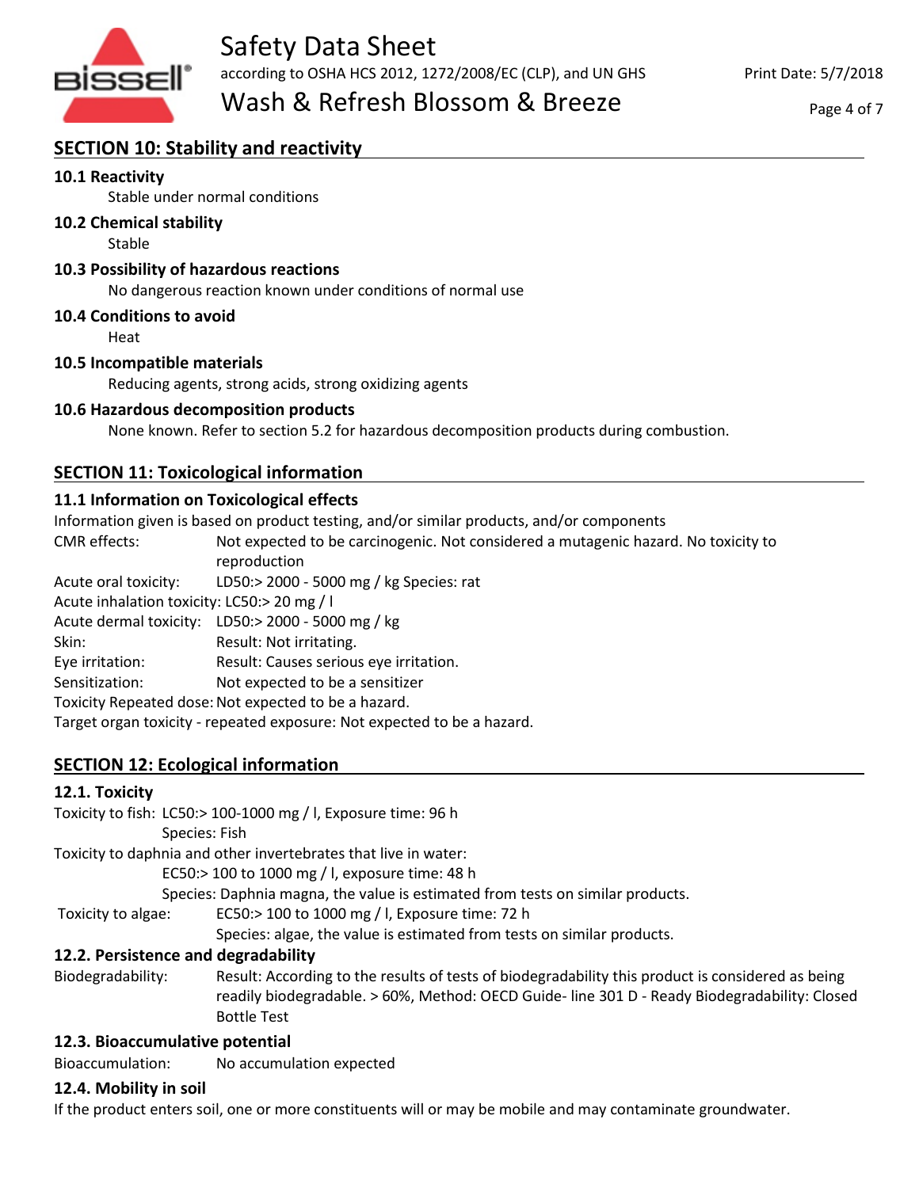## SECTION 10: Stability and reactivity

### 10.1 Reactivity

Stable under normal conditions

### 10.2 Chemical stability

Stable

### 10.3 Possibility of hazardous reactions

No dangerous reaction known under conditions of normal use

### 10.4 Conditions to avoid

Heat

### 10.5 Incompatible materials

Reducing agents, strong acids, strong oxidizing agents

### 10.6 Hazardous decomposition products

None known. Refer to section 5.2 for hazardous decomposition products during combustion.

## SECTION 11: Toxicological information

### 11.1 Information on Toxicological effects

Information given is based on product testing, and/or similar products, and/or components

CMR effects: Not expected to be carcinogenic. Not considered a mutagenic hazard. No toxicity to reproduction

Acute oral toxicity: LD50:> 2000 - 5000 mg / kg Species: rat

Acute inhalation toxicity: LC50:> 20 mg / l

Acute dermal toxicity: LD50:> 2000 - 5000 mg / kg

Skin: Result: Not irritating.

Eye irritation: Result: Causes serious eye irritation.

Sensitization: Not expected to be a sensitizer

Toxicity Repeated dose: Not expected to be a hazard.

Target organ toxicity - repeated exposure: Not expected to be a hazard.

## SECTION 12: Ecological information

### 12.1. Toxicity

Toxicity to fish: LC50:> 100-1000 mg / l, Exposure time: 96 h
Species: Fish

Toxicity to daphnia and other invertebrates that live in water:
EC50:> 100 to 1000 mg / l, exposure time: 48 h
Species: Daphnia magna, the value is estimated from tests on similar products.

Toxicity to algae: EC50:> 100 to 1000 mg / l, Exposure time: 72 h
Species: algae, the value is estimated from tests on similar products.

### 12.2. Persistence and degradability

Biodegradability: Result: According to the results of tests of biodegradability this product is considered as being readily biodegradable. > 60%, Method: OECD Guide- line 301 D - Ready Biodegradability: Closed Bottle Test

### 12.3. Bioaccumulative potential

Bioaccumulation: No accumulation expected

### 12.4. Mobility in soil

If the product enters soil, one or more constituents will or may be mobile and may contaminate groundwater.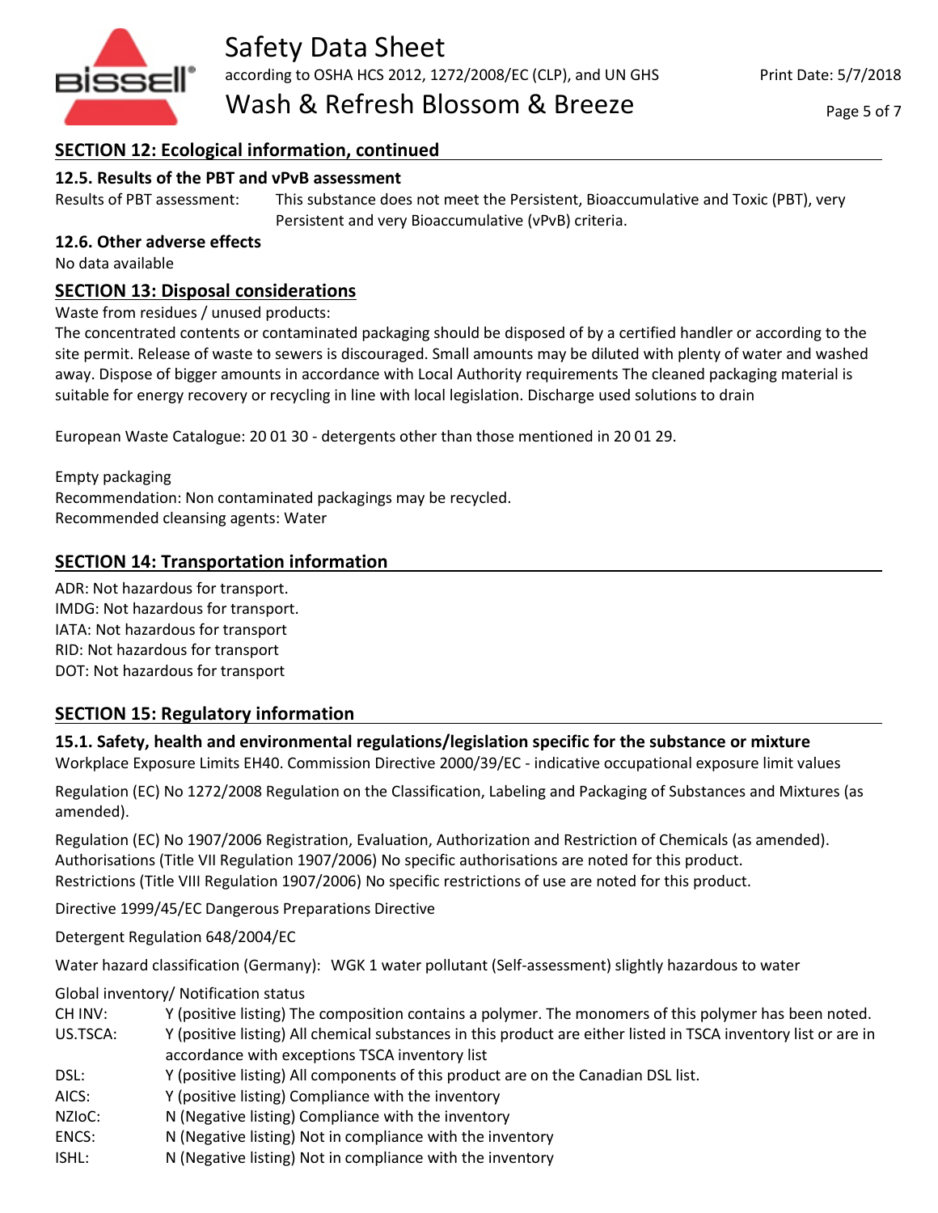## SECTION 12: Ecological information, continued

### 12.5. Results of the PBT and vPvB assessment

Results of PBT assessment: This substance does not meet the Persistent, Bioaccumulative and Toxic (PBT), very Persistent and very Bioaccumulative (vPvB) criteria.

### 12.6. Other adverse effects

No data available

## SECTION 13: Disposal considerations

Waste from residues / unused products:

The concentrated contents or contaminated packaging should be disposed of by a certified handler or according to the site permit. Release of waste to sewers is discouraged. Small amounts may be diluted with plenty of water and washed away. Dispose of bigger amounts in accordance with Local Authority requirements The cleaned packaging material is suitable for energy recovery or recycling in line with local legislation. Discharge used solutions to drain

European Waste Catalogue: 20 01 30 - detergents other than those mentioned in 20 01 29.

Empty packaging

Recommendation: Non contaminated packagings may be recycled.

Recommended cleansing agents: Water

## SECTION 14: Transportation information

ADR: Not hazardous for transport.

IMDG: Not hazardous for transport.

IATA: Not hazardous for transport

RID: Not hazardous for transport

DOT: Not hazardous for transport

## SECTION 15: Regulatory information

### 15.1. Safety, health and environmental regulations/legislation specific for the substance or mixture

Workplace Exposure Limits EH40. Commission Directive 2000/39/EC - indicative occupational exposure limit values

Regulation (EC) No 1272/2008 Regulation on the Classification, Labeling and Packaging of Substances and Mixtures (as amended).

Regulation (EC) No 1907/2006 Registration, Evaluation, Authorization and Restriction of Chemicals (as amended).

Authorisations (Title VII Regulation 1907/2006) No specific authorisations are noted for this product.

Restrictions (Title VIII Regulation 1907/2006) No specific restrictions of use are noted for this product.

Directive 1999/45/EC Dangerous Preparations Directive

Detergent Regulation 648/2004/EC

Water hazard classification (Germany): WGK 1 water pollutant (Self-assessment) slightly hazardous to water

Global inventory/ Notification status

| | |
|---|---|
| CH INV: | Y (positive listing) The composition contains a polymer. The monomers of this polymer has been noted. |
| US.TSCA: | Y (positive listing) All chemical substances in this product are either listed in TSCA inventory list or are in accordance with exceptions TSCA inventory list |
| DSL: | Y (positive listing) All components of this product are on the Canadian DSL list. |
| AICS: | Y (positive listing) Compliance with the inventory |
| NZIoC: | N (Negative listing) Compliance with the inventory |
| ENCS: | N (Negative listing) Not in compliance with the inventory |
| ISHL: | N (Negative listing) Not in compliance with the inventory |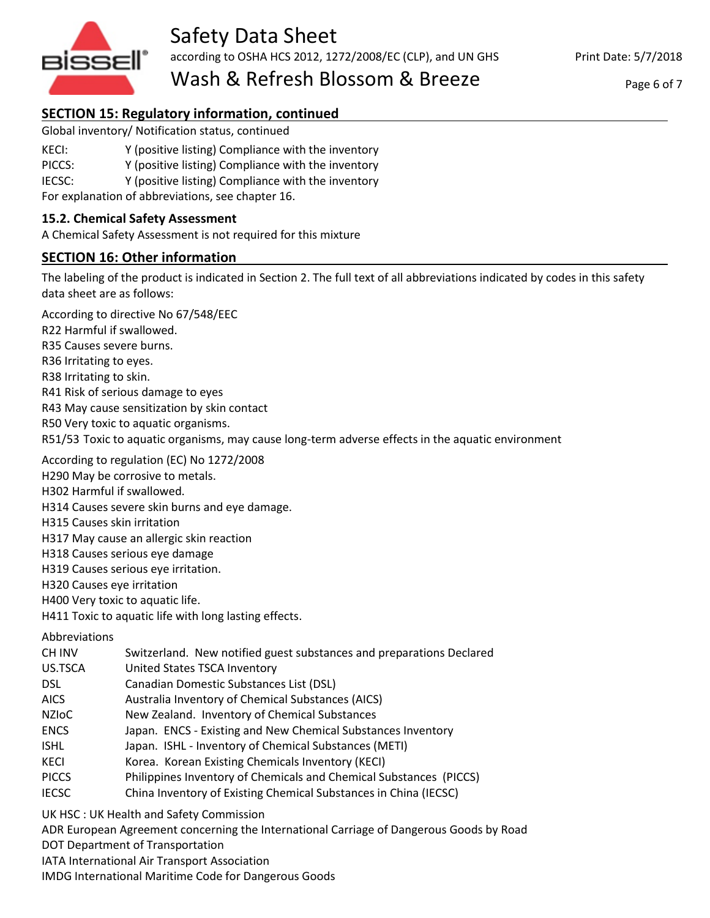## SECTION 15: Regulatory information, continued

Global inventory/ Notification status, continued

| | |
|---|---|
| KECI: | Y (positive listing) Compliance with the inventory |
| PICCS: | Y (positive listing) Compliance with the inventory |
| IECSC: | Y (positive listing) Compliance with the inventory |

For explanation of abbreviations, see chapter 16.

### 15.2. Chemical Safety Assessment

A Chemical Safety Assessment is not required for this mixture

## SECTION 16: Other information

The labeling of the product is indicated in Section 2. The full text of all abbreviations indicated by codes in this safety data sheet are as follows:

According to directive No 67/548/EEC
R22 Harmful if swallowed.
R35 Causes severe burns.
R36 Irritating to eyes.
R38 Irritating to skin.
R41 Risk of serious damage to eyes
R43 May cause sensitization by skin contact
R50 Very toxic to aquatic organisms.
R51/53 Toxic to aquatic organisms, may cause long-term adverse effects in the aquatic environment

According to regulation (EC) No 1272/2008
H290 May be corrosive to metals.
H302 Harmful if swallowed.
H314 Causes severe skin burns and eye damage.
H315 Causes skin irritation
H317 May cause an allergic skin reaction
H318 Causes serious eye damage
H319 Causes serious eye irritation.
H320 Causes eye irritation
H400 Very toxic to aquatic life.
H411 Toxic to aquatic life with long lasting effects.

Abbreviations

| | |
|---|---|
| CH INV | Switzerland. New notified guest substances and preparations Declared |
| US.TSCA | United States TSCA Inventory |
| DSL | Canadian Domestic Substances List (DSL) |
| AICS | Australia Inventory of Chemical Substances (AICS) |
| NZIoC | New Zealand. Inventory of Chemical Substances |
| ENCS | Japan. ENCS - Existing and New Chemical Substances Inventory |
| ISHL | Japan. ISHL - Inventory of Chemical Substances (METI) |
| KECI | Korea. Korean Existing Chemicals Inventory (KECI) |
| PICCS | Philippines Inventory of Chemicals and Chemical Substances (PICCS) |
| IECSC | China Inventory of Existing Chemical Substances in China (IECSC) |

UK HSC : UK Health and Safety Commission
ADR European Agreement concerning the International Carriage of Dangerous Goods by Road
DOT Department of Transportation
IATA International Air Transport Association
IMDG International Maritime Code for Dangerous Goods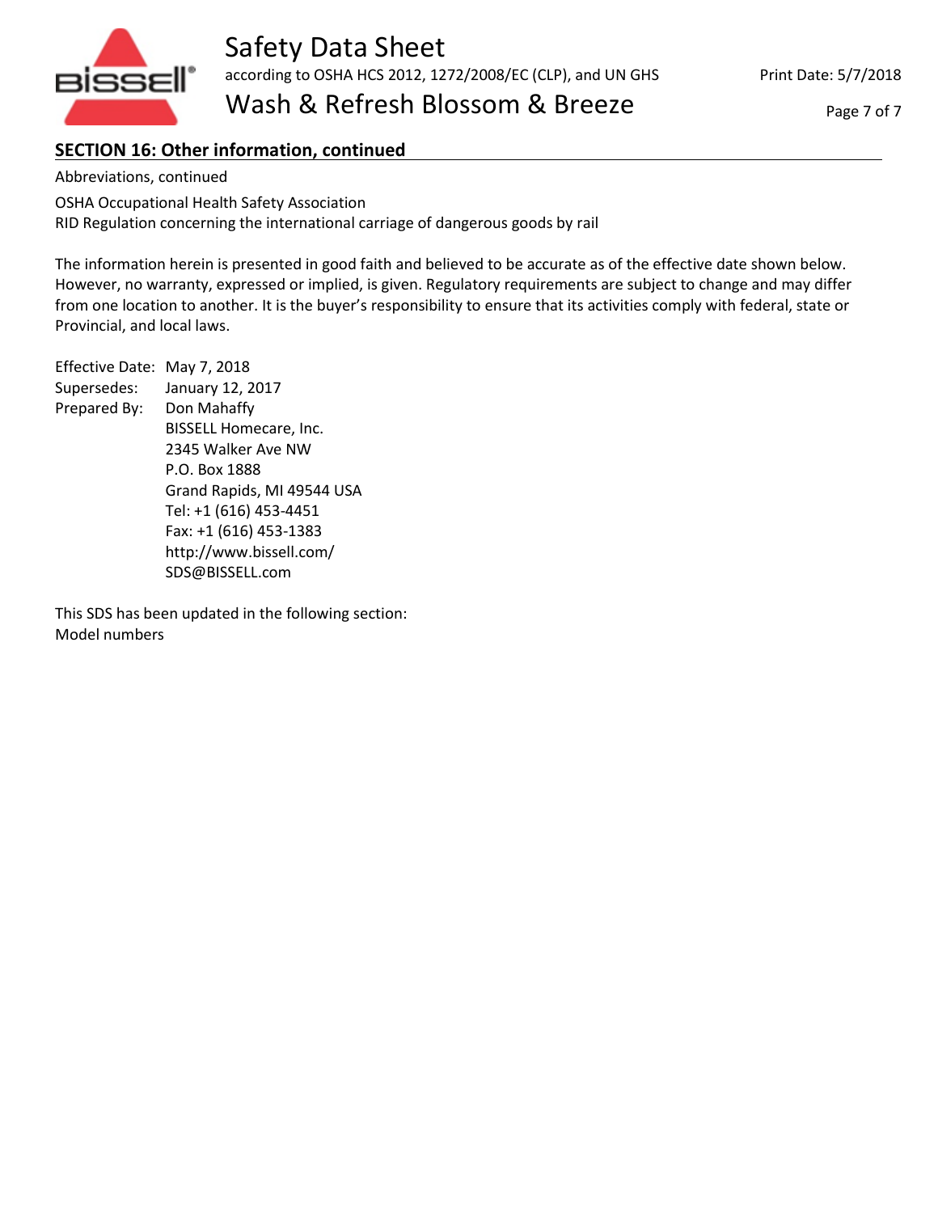## SECTION 16: Other information, continued

Abbreviations, continued

OSHA Occupational Health Safety Association
RID Regulation concerning the international carriage of dangerous goods by rail

The information herein is presented in good faith and believed to be accurate as of the effective date shown below. However, no warranty, expressed or implied, is given. Regulatory requirements are subject to change and may differ from one location to another. It is the buyer's responsibility to ensure that its activities comply with federal, state or Provincial, and local laws.

Effective Date: May 7, 2018
Supersedes: January 12, 2017
Prepared By: Don Mahaffy
BISSELL Homecare, Inc.
2345 Walker Ave NW
P.O. Box 1888
Grand Rapids, MI 49544 USA
Tel: +1 (616) 453-4451
Fax: +1 (616) 453-1383
http://www.bissell.com/
SDS@BISSELL.com

This SDS has been updated in the following section:
Model numbers